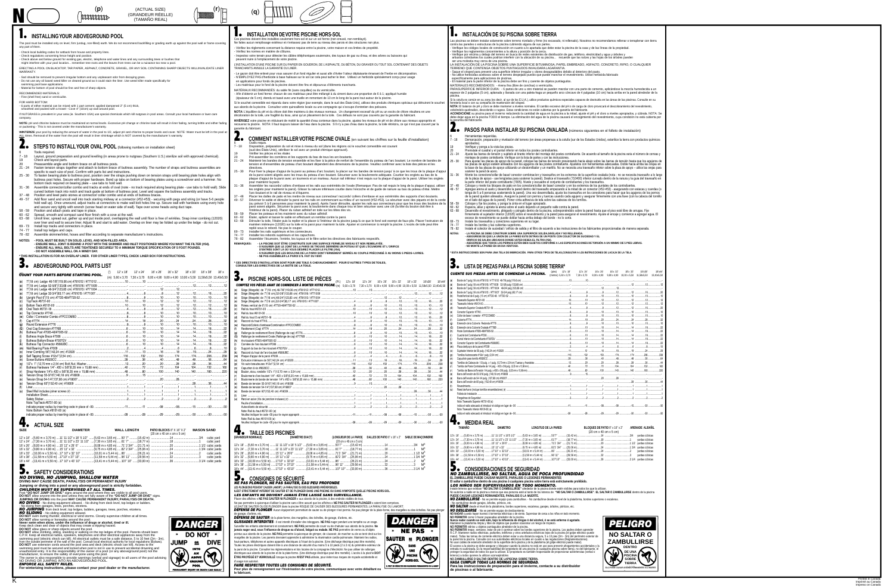# 1. INSTALLING YOUR ABOVEGROUND POOL

The pool must be installed only on level, firm (undug, non-filled) earth. We do not recommend backfilling or grading earth up against the pool wall or frame covering any part of them.

- Check local building codes for setback from house and property lines.
- Check regulations concerning fence height and position.
- Check above and below ground for existing gas, electric, telephone and water lines and any surrounding trees or bushes that might interfere with your pool location... remember tree roots and the leaves from trees can be a nuisance too near a pool.

ERECTING A POOL ON BLACKTOP, TAR PAPER, ASPHALT, CONCRETE, GRAVEL, OR ANY SOIL CONTAINING SHARP OBJECTS WILL INVALIDATE LINER WARRANTY.

- Sod should be removed to prevent irregular bottom and any unpleasant odor from decaying grass.
- Do not use any oil based weed killer on cleared ground as it could stain the liner. Use weed killer made specifically for swimming pool base applications.
- Material for bottom of pool should be fine and free of sharp objects.

RECOMMENDED MATERIALS:
- Fine (shell free) sand or vermiculite.

FOR HARD BOTTOM:
- 6 parts of either material can be mixed with 1 part cement; applied dampened 2" (5 cm) thick, smoothed and packed with a trowel - Cove 4" (10 cm) up wall around pool.

If NUTGRASS is prevalent in your area (ie. Southern U.S.A.) use special chemicals which kill nutgrass in pool areas. Consult your local hardware or lawn care company.

NOTE: pH and chlorine balance must be maintained at normal levels. Excessive pH change or chlorine load will result in liner fading, turning brittle and either fading or puckering - This is not covered under the manufacturer's warranty.

WINTERIZE your pool by reducing the amount of water in the pool to 1/2, adjust pH and chlorine to proper levels and cover. NOTE: Water must be left in the pool at ALL times. Removal of the water from the pool will result in liner shrinkage which is NOT covered by the manufacturer's warranty.

# 2. STEPS TO INSTALL YOUR OVAL POOL (following numbers in installation sheet)

- 6 — Tools required.
- 7 - 18 — Layout, ground preparation and ground leveling (in areas prone to nutgrass (Southern U.S.) sterilize soil with approved chemical).
- 19 — Check and layout parts.
- 20 — Preassemble angle and bottom base on all buttress posts.
- 21 - 24 — Fasten tension straps together and attach to bottom base of buttress assembly. The number of straps and buttress assemblies are specific to each size of pool. Confirm with parts list and instructions.
- 25 - 30 — To fasten bearing plate to buttress post, position over the straps pushing down on tension straps until bearing plate holes align with buttress post holes. Secure with proper hardware. Bend up tabs on bottom of bearing plates using a screwdriver and a hammer. No bottom track required on bearing plate – use tabs to hold wall.
- 31 - 36 — Assemble connector/collar combo and tracks at ends of oval (note - no track required along bearing plate - use tabs to hold wall). Slide curved bottom track into notch and track guide at bottom of buttress post. Level and square the buttress assembly and tracks.
- 37 - 48 — Position and level patio stones at connector/ collar combo and at ends of buttress base.
- 49 - 57 — Add finer sand and unroll wall into track starting wall at a connector (#52-#53) - ensuring with pegs and sizing (or have 5-6 people hold wall up). Once unwound, adjust tracks at connectors to make wall bolt holes line up. Secure wall with hardware using every hole and secure very tightly with wrench (screw head on water side of wall). Tape over screw heads using duct tape.
- 58 - 59 — Position and attach posts and tape in place.
- 60 - 62 — Spread, smooth and compact sand floor finish with a cove at the wall.
- 63 - 68 — Unroll liner, spread out, gather up and put inside pool, overlapping the wall until floor is free of wrinkles. Snap inner combing (12020) over liner and wall to secure liner. Adjust fit and start to add water. Overlap on liner may be folded up under the ledge - do not cut.
- 69 - 73 — Install top tracks and connectors in place.
- 74 - 77 — Install top ledges and caps.
- 78 - 82 — Assemble skimmer/inlet, hoses and filter according to separate manufacturer's instructions.

NOTES:
- POOL MUST BE BUILT ON SOLID, LEVEL AND NON-FILLED AREA.
- ENSURE WALL JOINT IS BEHIND A POST WITH THE SKIMMER AND INLET POSITIONED WHERE YOU WANT THE FILTER (#54).
- ENSURE ALL WALL BOLTS ARE TIGHTENED SECURELY TO A MINIMUM TORQUE SPECIFICATION OF 5 FOOT POUNDS.
- DO NOT ASSEMBLE WALL ON A WINDY DAY.

*THIS INSTALLATION IS FOR AN OVERLAP LINER. FOR OTHER LINER TYPES, CHECK LINER BOX FOR INSTRUCTIONS.

# 3. ABOVEGROUND POOL PARTS LIST

COUNT YOUR PARTS BEFORE STARTING POOL.

| | (ft) | 12' x 18' | 12' x 24' | 16' x 26' | 16' x 32' | 18' x 33' | 18' x 38' | 18' x |
|---|---|---|---|---|---|---|---|---|
| | (m) | 5,60 x 3,70 | 7,30 x 3,70 | 8,00 x 4,90 | 9,80 x 4,90 | 10,00 x 5,50 | 11,58x5,50 | 13,40x5,50 |
| (a) | 7"(18 cm) Ledge 48-7/8"(119,06 cm) #70102 / #77101/2 | 10 | 10 | ... | | | | |
| (a) | 7"(18 cm) Ledge 52-5/8"(133,66 cm) #70108 / #77100/9 | | | 10 | 10 | 12 | 12 | |
| (a) | 7"(18 cm) Ledge 48-3/4"(123,83 cm) #70101/3 / #77104 | | | | | | | |
| (a) | 7"(18 cm) Ledge 32-3/4"(83,17 cm) #70106/7 / #77106? | | ... | 4 | 8 | 12 | 16 | 20 |
| (b) | Upright Post #? | 10 | 10 | 14 | 18 | 20 | 24 | 28 |
| (c) | Top Track #6???-00 | 10 | 10 | 12 | 12 | 12 | 12 | 12 |
| (d) | Bottom Track #6100-00 | 10 | 10 | 12 | 12 | 12 | 12 | 12 |
| (d) | Oval Track #6???-18 | 4 | 8 | 12 | 16 | 20 | 24 | 28 |
| (e) | Top Connector #77?? | 10 | 10 | 14 | 18 | 20 | 24 | 28 |
| (e) | Collar / Connector Combo #7??COMBO | 8 | 8 | 8 | 8 | 8 | 8 | 8 |
| (f) | Cap #???? | 14 | 18 | 20 | 24 | 28 | 32 | 36 |
| (g) | Round Extension #???? | 6 | 10 | 10 | 14 | 18 | 22 | 26 |
| (g) | Oval Cap Extension #????B | 6 | 10 | 10 | 14 | 18 | 22 | 26 |
| (h) | Buttress Post #???? | 6 | 10 | 10 | 14 | 18 | 22 | 26 |
| (i) | Buttress Angle Brace #???? | 6 | 10 | 10 | 14 | 18 | 22 | 26 |
| (j) | Buttress Bottom Brace #????GV | 6 | 10 | 10 | 14 | 18 | 22 | 26 |
| (k) | Buttress Top Connector #????BC | 6 | 10 | 10 | 14 | 18 | 22 | 26 |
| (m) | Wall Bearing Plate #???? | 2 | 4 | 4 | 6 | 8 | 10 | 12 |
| (n) | Inner Combing 56"(142,24 cm) #12020 | 11 | 13 | 16 | 18 | 19 | 24 | 29 |
| (p) | Self Tapping Screw #10x?"(2,54 cm) | 116 | 132 | 150 | 174 | 206 | 206 | 236 |
| (q) | Screw Button #????? | 28 | 36 | 40 | 48 | 56 | 64 | |
| (q) | 1/2"x 1" (12,70 mm x 2,54 cm) Bolt,Nut, Washer | 12 | 20 | 20 | 28 | 36 | 44 | 52 |
| (r) | Buttress Hardware 1/4"-400 x 5/8"(6,35 mm x 15,88 mm) | 48 | 72 | 104 | 104 | 132 | 168 | |
| (r) | Strap Hardware 1/4"x 400 x 5/8"(6,35 mm x 15,88 mm) | 48 | 80 | 100 | 140 | 160 | 180 | 220 |
| (s) | Tension Strap 55-3/16"(140,18 cm) #18008 | 3 | 5 | 5 | 7 | 9 | 11 | 13 |
| (s) | Tension Strap 54-1/4"(137,80 cm) #18007 | 20 | 28 | | | | | |
| (s) | Tension Strap 60"(152,40 cm) #18009 | | | | | 28 | 36 | 44 |
| (t) | Liner | 1 | 1 | 1 | 1 | 1 | 1 | 1 |
| (u) | Steel Wall includes joiner screws (*) | 1 | 1 | 1 | 1 | 1 | 1 | 1 |
| | Installation Sheet | 1 | 1 | 1 | 1 | 1 | 1 | 1 |
| | Safety Sticker | 1 | 1 | 1 | 1 | 1 | 1 | 1 |
| | Note: TopTrack #6?31-00 (x) indicate proper radius by inserting code in place of -00 | -11 | -08 | -08 | -15 | -15 | -30 | -30 |
| | Note: Bottom Track #6101-00 (x) indicate proper radius by inserting code in place of -00 | -28 | -28 | -29 | -29 | -30 | -30 | -30 |

# 4. ACTUAL SIZE

| SIZE | DIAMETER | WALL LENGTH | PATIO BLOCKS 8" X 16" X 2" (20 cm x 40 cm x 5 cm) | MASON SAND |
|---|---|---|---|---|
| 12' x 18' | (5,60 m x 3,70 m) ...11' 11 1/2" x 18' 5 1/2" | (5,63 m x 3,65 m) ....50' 7" (15,42 m) | 14 | 3/4 cubic yard |
| 12' x 24' | (7,30 m x 3,70 m) ...11' 11 1/2" x 23' 11 1/2" | (7,30 m x 3,65 m) ....61' 7" (18,77 m) | 18 | 1 cubic yard |
| 16' x 26' | (8,00 m x 4,90 m) ...15' 11" x 26' 6" | (8,08 m x 4,85 m) ....71' 3 3/4" (21,71 m) | 20 | 1 1/2 cubic yards |
| 16' x 32' | (9,80 m x 4,90 m) ...15' 11" x 32' | (9,75 m x 4,85 m) ....82' 2 3/4" (25,06 m) | 24 | 1 3/4 cubic yards |
| 18' x 33' | (10,00 m x 5,50 m) ...17' 10" x 32' 10" | (10,01 m x 5,44 m) ....86' (26,21 m) | 24 | 2 cubic yards |
| 18' x 38' | (11,58 m x 5,50 m) ...17'10" x 37'10" | (11,58 m x 5,44 m) ....96' 11" (29,56 m) | 32 | 3 cubic yards |
| 18' x 44' | (13,41 m x 5,50 m) ...17' 10" x 43' 10" | (13,41 m x 5,44 m) ....107' 10" (33,00 m) | 36 | 3 1/4 cubic yards |

# 5. SAFETY CONSIDERATIONS

***NO DIVING, NO JUMPING, SHALLOW WATER***

**DIVING MAY CAUSE DEATH, PARALYSIS OR PERMANENT INJURY**

**Jumping or diving into a pool of any aboveground pool is strictly forbidden.**

***CHILDREN MUST BE SUPERVISED AT ALL TIMES.***

Post "DO NOT JUMP OR DIVE" signs around the pool where they are visible to all pool users.
DO NOT allow anyone into the pool unless they are fully aware of the "DO NOT JUMP OR DIVE" signs.
JUMPING OR DIVING into the pool MAY CAUSE ACCIDENT INJURY, PARALYSIS or DEATH.
***NO DIVING*** - No diving equipment allowed. - No diving from deck level, top ledges or ladders. - No diving from garages, trees, porches, etcetera.
***NO JUMPING*** from deck level, top ledges, ladders, garages, trees, porches, etcetera.
***NO SLIDING*** - No sliding equipment allowed.
DO NOT swim during thunder, electrical or wind storms. Closely supervise children at all times.
DO NOT allow running or horseplay around the pool.
Never swim when alone, under the influence of drugs or alcohol, tired or ill.
Keep the pool clean and free of objects that may create a tripping hazard.
DO NOT allow glass or sharp objects around the pool.
DO NOT allow climbing, sitting, standing or walking on the top ledges of the pool. Parents should learn C.P.R. Keep all electrical radios, speakers, telephones and other electrical appliances away from the swimming pool (nearest circuit can kill). All electrical outlets must be a safe distance, 5 to 10 feet (3m - 3m), from the outside perimeter of the wall of the pool. Consult local electrical authority for local regulations (Bylaws).
DO NOT use extension cords around the pool area and deck (electric shock can kill). Access to the swimming pool must be secured and locked when pool is not in use to prevent accidental drowning and unauthorized entry. It is the responsibility of the owner of a pool (or any aboveground pool) not the manufacturer, to ensure the safety of everyone using the pool.
The owner is also responsible to provide pool safety (and signage) to all users of the pool advising NO DIVING OR JUMPING INTO AN ABOVEGROUND POOL.
***ENFORCE ALL SAFETY RULES.***

**For winterizing instructions, please contact your pool dealer or the manufacturer.**

DANGER — "DO NOT" JUMP OR DIVE IN ABOVE GROUND POOL — PERMANENT INJURY OR DEATH CAN RESULT

# 1. INSTALLATION DE VOTRE PISCINE HORS-SOL

Ces piscines doivent être installées seulement hors-sol et sur un sol ferme (non-creusé, non-remblayé). Ne faites aucun remplissage extérieur en remblaie pas de terre au niveau des parois et des structures non plus.

- Vérifiez les règlements concernant la distance requise entre la piscine, votre maison et vos limites de propriété.
- Vérifiez les normes en matière de clôtures.
- Inspectez votre terrain pour détecter les câbles téléphoniques souterrains; des tuyaux de gaz ou d'eau, et des arbres ou buissons qui peuvent nuire à l'emplacement de votre piscine.

L'INSTALLATION D'UNE PISCINE SUR DU PAPIER EN GOUDRON, DE L'ASPHALTE, DU BÉTON, DU GRAVIER OU TOUT SOL CONTENANT DES OBJETS TRANCHANTS ANNULE LA GARANTIE DU LINER.

- Le gazon doit être enlevé pour vous assurer d'un fond régulier et aussi afin d'éviter l'odeur déplaisante émanant de l'herbe en décomposition.
- N'EMPLOYEZ PAS d'herbicide à base huileuse sur le sol car cela peut tacher le liner. Utilisez un herbicide spécialement conçu pour usage en applications pour fonds de piscines.
- Les matériaux pour le fond de la piscine doivent être fins et dépourvus d'éléments tranchants.

MATÉRIAUX RECOMMANDÉS: du sable fin (sans coquilles) ou du vermiculite.
- Afin d'obtenir un fond ferme: chacun de ces matériaux peut être mélangé à du ciment dans une proportion de 6 à 1; appliqué humide (épaisseur de 5 cm); étendu et tassé avec une truelle en remontant de 10 cm le long de la paroi tout autour de la piscine.

Si le souchet comestible est répandu dans votre région (par exemple, dans le sud des États-Unis), utilisez des produits chimiques spéciaux qui détruisent le souchet aux abords de la piscine. Consultez votre quincaillerie locale ou une compagnie qui s'occupe d'entretien des pelouses.

NOTA: L'équilibre du pH et du chlore doit être maintenu à des niveaux normaux. Un changement excessif du pH ou un excès de chlore résultera en une décoloration de la toile. Une fragilité du tissu, ainsi qu'un plissement de la toile. Ces défauts ne sont pas couverts par la garantie du fabricant.

HIVÉRISEZ votre piscine en réduisant de moitié la quantité d'eau contenue dans la piscine, ajustez les niveaux de pH et de chlore aux niveaux appropriés et recouvrez la piscine. NOTA: Il faut toujours laisser de l'eau dans la piscine. S'il n'y a pas d'eau dans la piscine, la toile rétrécira, ce qui n'est pas couvert par la garantie du fabricant.

# 2. COMMENT INSTALLER VOTRE PISCINE OVALE (en suivant les chiffres sur la feuille d'installation)

- 6 — Outils requis.
- 7 - 18 — Disposition, préparation du sol et mise à niveau du sol (dans les régions où le souchet comestible est courant (sud des États-Unis), stériliser le sol avec un produit chimique approuvé).
- 19 — Vérifier les pièces et les étaler.
- 20 — Pré-assembler les cornières et les supports du bas de tous les arc-boutants.
- 21 - 24 — Maintenez les bandes de tension ensemble et les fixer à la pièce de renfort de l'ensemble du poteau de l'arc-boutant. Le nombre de bandes de tension et d'ensembles de poteau d'arc-boutant dépend des dimensions de la piscine. Vérifier conforme avec la liste des pièces et les directives.
- 25 - 30 — Pour fixer la plaque d'appui de la paroi au poteau d'arc-boutant, la placer sur les bandes de tension jusqu'à ce que les trous de la plaque d'appui de la paroi soient alignés avec les trous du poteau d'arc-boutant. Sécuriser avec la quincaillerie adéquate. Courber les onglets au bas de la plaque d'appui de la paroi avec un tournevis et un marteau. Aucun rail inférieur n'est requis sur la plaque d'appui de la paroi. Utiliser les onglets pour maintenir la paroi.
- 31 - 36 — Assembler les raccords/ colliers d'embase et les rails aux extrémités de l'ovale (Remarque: Pas de rail requis le long de la plaque d'appui, utiliser les onglets pour maintenir la paroi). Glisser la rainure inférieure courbe dans l'encoche et de guide de rainure au bas du poteau d'arc. Mettre l'arc-boutant et le rail de niveau et d'équerre.
- 37 - 48 — Placer les dalles de patio et les mettre de niveau aux connecteurs/ raccords/ colliers d'embase et aux extrémités des supports d'arcs-boutants.
- 49 - 57 — Poser le sable et dérouler la paroi dans le rail en commençant au milieu d'un raccord (#52-#53) en assurant avec les piquets et de la corde (ou prévoir 5 à 6 personnes pour maintenir la paroi). Après l'avoir déroulée, ajuster les rails aux connecteurs pour que les trous des boulons de la paroi soient alignés. Sécuriser la paroi avec la boulonnerie dans chaque trou et bien sécuriser avec une clé (la tête du boulon doit être à l'intérieur de la paroi). Placer du ruban adhésif en toile sur les têtes des vis.
- 58 - 59 — Placer les poteaux et les maintenir avec du ruban adhésif.
- 60 - 62 — Étaler, aplanir et tasser le sable en effectuant un remblai contre la paroi.
- 63 - 68 — Déroulez la toile, étalez-la puis la replier et la placer à l'intérieur de la piscine jusqu'à ce que le fond soit exempt de faux-plis. Placer l'extrusion de maintien intérieure (12020) sur la toile et la paroi pour maintenir la toile. Ajuster et commencer à remplir la piscine. L'excès de toile peut être replié sous le rebord. Ne pas le couper.
- 69 - 73 — Installer les rails supérieurs et les connecteurs.
- 74 - 77 — Installer les rebords supérieurs et les capuchons.
- 78 - 82 — Assembler l'écumoire, l'entrée, les tuyaux et le filtre selon les directives des fabricants respectifs.

REMARQUES:
- LA PISCINE DOIT ÊTRE CONSTRUITE SUR UNE SURFACE FERME ET NIVELÉE ET NON REMBLAYÉE.
- S'ASSURER QUE LE JOINT DE LA PAROI SE TROUVE DERRIÈRE UN POTEAU ET QUE L'ÉCUMOIRE ET L'ORIFICE D'ENTRÉE SONT LÀ OÙ VOUS DÉSIREZ PLACER LE FILTRE (#54).
- S'ASSURER QUE LES BOULONS DE LA PAROI SONT FERMEMENT SERRÉS AU COUPLE PRÉCONISÉ À AU MOINS 5 PIEDS-LIVRES.
- NE PAS ASSEMBLER LA PAROI S'IL FAIT DU VENT.

* CES DIRECTIVES D'INSTALLATION SONT POUR UNE TOILE À CHEVAUCHEMENT. POUR D'AUTRES TYPES DE TOILES, CONSULTER LES DIRECTIVES DE LA BOÎTE DE LA TOILE.

# 3. PISCINE HORS-SOL LISTE DE PIÈCES

COMPTEZ VOS PIÈCES AVANT DE COMMENCER À MONTER VOTRE PISCINE.

| | (Pi) | 12' x 18' | 12' x 24' | 16' x 26' | 16' x 32' | 18' x 33' | 18' x 38' | 18' x 44' |
|---|---|---|---|---|---|---|---|---|
| | (m) | 5,60 x 3,70 | 7,30 x 3,70 | 8,00 x 4,90 | 9,80 x 4,90 | 10,00 x 5,50 | 11,58x5,50 | 13,40x5,50 |
| (a) | Siège (Margelle) de 7"(18 cm) 48-7/8"(119,06 cm) #70102 / #77101/2 | 10 | 10 | | | | | |
| (a) | Siège (Margelle) de 7"(18 cm) 52-5/8"(133,66 cm) #70108 / #77100/9 | | | 10 | 10 | 12 | 12 | 12 |
| (a) | Siège (Margelle) de 7"(18 cm) 48-3/4"(123,83 cm) #70101/3 / #77104 | | | | | | | |
| (a) | Siège (Margelle) de 7"(18 cm) 32-3/4"(83,17 cm) #70106/7 / #77106? | | | 4 | 8 | 12 | 16 | 20 |
| (b) | Poteau vertical de ?" (? cm) #7???-48/#7???-52 | 10 | 10 | 14 | 18 | 20 | 24 | 28 |
| (c) | Rail du haut #6???-00 | 10 | 10 | 12 | 12 | 12 | 12 | 12 |
| (d) | Rail du bas #6100-00 | 10 | 10 | 12 | 12 | 12 | 12 | 12 |
| (d) | Rail du haut Ovale #6?31-18 | 4 | 8 | 12 | 16 | 20 | 24 | 28 |
| (e) | Raccord du haut #7741 | 10 | 10 | 14 | 18 | 20 | 24 | 28 |
| (e) | Raccord/Collerette d'embase Combination #7?COCOMBO | 8 | 8 | 8 | 8 | 8 | 8 | 8 |
| (f) | Revêtement (Cap) #???? | 14 | 18 | 20 | 24 | 28 | 32 | 36 |
| (g) | Rallonge du revêtement Rond (Rallonge de cap) #7??? | 6 | 10 | 10 | 14 | 18 | 22 | 26 |
| (G) | Rallonge de revêtement Ovale (Rallonge de cap) #7??8 | 6 | 10 | 10 | 14 | 18 | 22 | 26 |
| (h) | Arc-boutant #7805-48/#7805-52 | 6 | 10 | 10 | 14 | 18 | 22 | 26 |
| (i) | Cornière de l'arc-boutant #7006 | 6 | 10 | 10 | 14 | 18 | 22 | 26 |
| (j) | Support du bas de l'arc-boutant #7807GV | 6 | 10 | 10 | 14 | 18 | 22 | 26 |
| (k) | Raccord du haut de l'arc-boutant #5808BC | 6 | 10 | 10 | 14 | 18 | 22 | 26 |
| (m) | Plaque d'appui de la paroi #7009 | 2 | 4 | 4 | 6 | 8 | 10 | 12 |
| (n) | Extrusion intérieure de 56"(142,24 cm) #12020 | 11 | 13 | 16 | 18 | 19 | 24 | 29 |
| (p) | Vis auto-taraudeuse #10x1"(2,54 cm) | 116 | 132 | 150 | 174 | 206 | 206 | 236 |
| (q) | Capuchon à vis #6000 | 28 | 36 | 40 | 48 | 56 | 64 | |
| (q) | Boulon, écrou, rondelle 1/2"x 1"(12,70 mm x 2,54 cm) | 12 | 20 | 20 | 28 | 36 | 44 | 52 |
| (r) | Boulonnerie d'arc-boutant 1/4"-400 x 5/8"(6,35 mm x 15,88 mm) | 48 | 72 | 104 | 104 | 132 | 168 | |
| (r) | Boulonnerie de bande de tension 1/4"x 400 x 5/8"(6,35 mm x 15,88 mm) | 48 | 80 | 100 | 140 | 160 | 180 | 220 |
| (s) | Bande de tension 55-3/16"(140,18 cm) #18008 | 3 | 5 | 5 | 7 | 9 | 11 | 13 |
| (s) | Bande de tension 54-1/4"(137,80 cm) #18007 | 20 | 28 | | | | | |
| (s) | Bande de tension 60"(152,40 cm) #18009 | | | | | 28 | 36 | 44 |
| (t) | Liner | 1 | 1 | 1 | 1 | 1 | 1 | 1 |
| (u) | Paroi en acier (Vis de jonction incluses) (∗) | 1 | 1 | 1 | 1 | 1 | 1 | 1 |
| | Feuille d'installation | 1 | 1 | 1 | 1 | 1 | 1 | 1 |
| | Autocollants de sécurité | 1 | 1 | 1 | 1 | 1 | 1 | 1 |
| | Nota: Rail du haut #6?31-00 (x) Veuillez indiquer le code -00 pour le rayon approprié | -11 | -08 | -08 | -15 | -15 | -30 | -30 |
| | Nota: Rail du bas #6101-00 (x) Veuillez indiquer le code -00 pour le rayon approprié | -28 | -28 | -29 | -29 | -30 | -30 | -30 |

# 4. TAILLE DES PISCINES

| (GRANDEUR NOMINALE) | (DIAMÈTRE EXACT) | (LONGUEUR DE LA PAROI) | DALLES DE PATIO 8" x 16" x 2" (20 cm x 40 cm x 5 cm) | SABLE DE MAÇONNERIE |
|---|---|---|---|---|
| 12'x 18' | (5,60 m x 3,70 m) ....11' 11 1/2" x 18' 5 1/2" | (5,63 m x 3,65 m) ......50'7" (15,42 m) | 14 | 3/4 M³ |
| 12'x 24' | (7,30 m x 3,70 m) ....11' 11 1/2" x 23' 11 1/2" | (7,30 m x 3,65 m) ......61'7" (18,77 m) | 18 | 1 M³ |
| 16'x 26' | (8,00 m x 4,90 m) ....15' 11" x 26'6" | (8,08 m x 4,85 m) ......71' 3 3/4" (21,71 m) | 20 | 1 1/2 M³ |
| 16'x 32' | (9,80 m x 4,90 m) ....15' 11" x 32' | (9,75 m x 4,85 m) ......82' 2 3/4" (25,06 m) | 24 | 1 3/4 M³ |
| 18'x 33' | (10,00 m x 5,50 m) ....17'10" x 32'10" | (10,01 m x 5,44 m) ......86' (26,21 m) | 24 | 2 M³ |
| 18'x 38' | (11,58 m x 5,50 m) ....17'10" x 37'10" | (11,58 m x 5,44 m) ......96' 11" (29,56 m) | 32 | 3 M³ |
| 18'x 44' | (13,41 m x 5,50 m) ....17'10" x 43'10" | (13,41 m x 5,44 m) ......107'10" (33,00 m) | 36 | 3 1/4 M³ |

# 5. CONSIGNES DE SÉCURITÉ

***NE PAS PLONGER, NE PAS SAUTER, EAU PEU PROFONDE***

LES PLONGEONS PEUVENT CAUSER LA MORT, LA PARALYSIE OU DES BLESSURES IRRÉVERSIBLES.

IL EST STRICTEMENT INTERDIT DE SAUTER ET DE PLONGER DANS UNE PISCINE OU DANS N'IMPORTE QUELLE PISCINE HORS-SOL.

***LES ENFANTS NE DOIVENT JAMAIS ÊTRE LAISSÉ SANS SURVEILLANCE.***

Placer des affiches « NE PAS SAUTER NI PLONGER » au abords de la piscine, à des endroits visibles de tous.
Ne pas permettre à quiconque d'utiliser la piscine sans s'être assuré que les affiches « NE PAS SAUTER NI PLONGER » soient bien comprises.
LE FAIT DE SAUTER OU DE PLONGER dans la piscine RISQUE DE CAUSER DES BLESSURES PERMANENTES, LA PARALYSIE OU LA MORT.
***DÉFENSE DE PLONGER*** - Aucun équipement permettant de sauter ou de plonger n'est permis. Ne pas plonger de la plate-forme, des margelles ou des échelles. Ne pas plonger de garages, d'arbres, etc.
***DÉFENSE DE SAUTER*** de la plate-forme, des margelles, des échelles, de garage, d'arbres, etc.
***GLISSADES INTERDITES*** - Il est interdit d'installer des toboggans. NE PAS nager pendant une tempête ou un orage.
Surveiller les enfants attentivement et continuellement. NE PAS permettre de courir ou de chahuter aux abords de la piscine. Ne jamais nager seul, sous l'influence de drogue ou d'alcool, fatigué ou malade. NE PAS permettre de verre ou d'objets pointus aux abords de la piscine. NE PAS permettre à quiconque de grimper, de s'asseoir, de marcher ou de se tenir droit sur les margelles de la piscine. Les parents devraient apprendre à administrer la réanimation cardio-pulmonaire. Maintenir les radios, haut-parleurs, téléphones et autres appareils électriques à l'écart de la piscine. (Une électrocution risque de causer la mort). Toutes les prises électriques doivent être à une distance de sécurité d'au moins 5 à 10 pieds (2 à 3 m) du périmètre extérieur de la paroi de la piscine. Consulter vos représentations et les locales de la compagnie électrique. Ne pas utiliser de rallonges électriques aux abords de la piscine ou de la plate-forme. (Une électrocution risque de causer la mort). L'accès à la piscine DOIT ÊTRE PROTÉGÉ ET VERROUILLÉ lorsque la piscine N'EST PAS utilisée, pour éviter tous risques de noyade accidentelle et d'usage non autorisé.
***FAIRE RESPECTER TOUTES LES CONSIGNES DE SÉCURITÉ.***

**Pour plus de renseignement sur l'hivérisation de votre piscine, communiquez avec votre détaillant ou le fabricant.**

DANGER — « NE PAS » SAUTER NI PLONGER DANS UNE PISCINE HORS-SOL — IL PEUT EN RÉSULTER DES BLESSURES PERMANENTES OU LA MORT

# 1. INSTALACIÓN DE SU PISCINA SOBRE TIERRA

Las piscinas se deben instalar solamente sobre terreno nivelado y firme (no excavado, ni rellenado). Nosotros no recomendamos rellenar o terraplenar con tierra contra las paredes o estructuras de la piscina cubriendo alguna de sus partes.

- Verifique los códigos locales de construcción en cuanto a lo apartada que debe estar la piscina de la casa y de las líneas de la propiedad.
- Verifique los reglamentos concernientes a la altura y posición de la cerca.
- Verifique por encima y debajo del terreno en busca de redes existentes de distribución de gas, teléfono, electricidad y agua y árboles y arbustos colindantes los cuales podrían interferir con la ubicación de su piscina... recuerde que las raíces y las hojas de los árboles pueden ser una molestia muy cerca de una piscina.

LA INSTALACIÓN DE LA PISCINA SOBRE UNA SUPERFICIE BITUMINOSA, PAPEL EMBREADO, ASFALTO, CONCRETO, RIPIO, O CUALQUIER TERRENO QUE CONTENGA OBJETOS PUNTIAGUDOS INVALIDARÁ LA GARANTÍA.

- Saque el césped para prevenir una superficie inferior irregular y olores desagradables debido al deterioro del pasto.
- No utilice herbicidas a base de aceite sobre el terreno despejado puesto que puede manchar el revestimiento. Utilice herbicida fabricado específicamente para aplicaciones de piscinas.
- El material para la parte inferior de la piscina debe ser fino y carente de objetos puntiagudos.

MATERIALES RECOMENDADOS: - Arena fina (libre de conchas) o vermiculita.

PARA SUPERFICIE INFERIOR DURA: - 6 partes de uno u otro material se pueden mezclar con una parte de cemento, aplicándose la mezcla humedecida a un espesor de 2 pulgadas (5 cm), aplanada y llanada con una paleta-haga un ampollo arco cóncavo de 4 pulgadas (10 cm) hacia arriba en la pared alrededor de la piscina.

Si la cebolla es común en su zona (es decir, al sur de los E.U.A.), utilice productos químicos especiales capaces de destruirla en las áreas de las piscinas. Consulte en su ferretería local o con su compañía de mantenimiento del césped.

NOTA: El balance de pH y cloro se debe mantener a niveles normales. El cambio excesivo del pH o de carga de cloro provocará el descoloramiento del revestimiento, volviéndolo quebradizo, descolorido o rugoso. Estas condiciones no están cubiertas por la garantía del fabricante.

ACONDICIONE su piscina para el invierno reduciendo la cantidad de agua en la piscina a la mitad, ajuste el pH y el cloro a niveles apropiados, y cúbrala. NOTA: Se debe dejar agua en la piscina TODO el tiempo. La eliminación del agua de la piscina causará el encogimiento del revestimiento, cuya condición no está cubierta por la garantía del fabricante.

# 2. PASOS PARA INSTALAR SU PISCINA OVALADA (números siguientes en el folleto de instalación)

- 6 — Herramientas requeridas.
- 7 - 18 — Demarcación, preparación y nivelación del terreno (en áreas propensas a la cotula (sur de los Estados Unidos), esterilice la tierra con productos químicos aprobados).
- 19 — Verifique y ponga a la vista las piezas.
- 20 — Premonte el ángulo y el pedal inferior en todos los postes contrafuertes.
- 21 - 24 — Ajuste las tiras de tensión y sujételo al tramo inferior del montaje del postes contrafuerte. De acuerdo al tamaño de la piscina varía el número de correas y montajes de postes contrafuerte. Verifique con la lista de partes y con las instrucciones.
- 25 - 30 — Para ajustar las placas de apoyo de la pared, coloque las tiras de tensión presionando hacia abajo sobre las tiras de tensión hasta que los agujeros de las placas de apoyo estén alineados con los agujeros de los postes contrafuerte. Ajústelos con herramientas adecuadas. Doble hacia arriba las orejas en la base de las placas de apoyo utilizando un destornillador y un martillo. No se necesita una travesaño inferior sobre la placa de apoyo – utilice las orejas para sostener la pared de acero.
- 31 - 36 — Monte los conectores/ cuellos de tasa/ conector combinación y travesaños en los extremos de la piscina ovalada (nota - no se necesita travesaño a lo largo de la placa de apoyo – use lengüetas para sostener la pared). Deslice el travesaño (T1040) inferior curvado dentro de la ranura y la guía del travesaño en la parte inferior del poste contrafuerte (T005). Nivele y escuadre el conjunto de contrafuertes y los travesaños.
- 37 - 48 — Coloque y nivele los bloques de patio en los conectores/collar de tasel conector y en los extremos de los puntales de los contrafuertes.
- 49 - 57 — Agregue arena al suelo y desenrolle la pared dentro del travesaño empezando a la mitad de un conector (#52-#53) - asegurando con estacas y cuerdas (o tenga de 5 a 6 personas sosteniendo la pared). Una vez desenrollada, ajuste los travesaños en los conectores para hacer que los agujeros de los pernos de la pared queden alineados. Asegure la pared con pernos y tuercas usando todos los agujeros y asegúrelos firmemente con una llave (la cabeza del tornillo en el lado del agua de la pared). Poner cinta adhesiva de tela sobre las cabezas de los tornillos.
- 58 - 59 — Coloque y fije los postes, y ponga la cinta en el lugar apropiado.
- 60 - 62 — Esparza, alise y apisone la arena sobre el suelo dejando un pequeño valle contra la pared.
- 63 - 68 — Desenrolle el revestimiento, pliéguelo y póngalo dentro de la piscina, sobreponiéndolo sobre la pared hasta que el piso esté libre de arrugas. Fije firmemente el sujetador interior (12020) sobre el revestimiento y la pared para asegurar el revestimiento. Ajuste el encaje y comience a agregar agua. El exceso del revestimiento se puede doblar hacia arriba debajo del borde - no lo corte.
- 69 - 73 — Instale los travesaños y conectores superiores en su lugar.
- 74 - 77 — Instale los bordes y las cubiertas superiores.
- 78 - 82 — Instale el colector de suciedad / orificio de salida y el filtro de acuerdo a las instrucciones de los fabricantes proporcionadas de manera separada.

NOTAS:
- LA PISCINA SE DEBE CONSTRUIR SOBRE UNA SUPERFICIE SÓLIDA,NIVELADA Y NO RELLENADA.
- ASEGÚRESE DE QUE LA UNIÓN DE LA PARED ESTÉ DETRÁS DE UN POSTE CON COLECTOR DE SUCIEDAD Y EL ORIFICIO DE SALIDA UBICADOS DONDE USTED DESEA EL FILTRO (#54).
- ASEGÚRESE QUE TODOS LOS PERNOS ESTÉN BIEN SUJETOS CONFORME A LAS ESPECIFICACIONES DE TORSIÓN A UN MÍNIMO DE 5 PIES LIBRAS.
- NO MONTE LA PARED EN UN DÍA VENTOSO.

* ESTA INSTRUCCIONES SON PARA UNA TELA DE IMBRICACIÓN. PARA OTROS TIPOS DE TELAS,CONSULTAR A LOS INSTRUCCIONES DE LACAJA DE LA TELA.

# 3. LISTA DE PIEZAS PARA LA PISCINA SOBRE TIERRA*

CUENTE SUS PIEZAS ANTES DE COMENZAR LA PISCINA.

| | (pies) / (metros) | 12'x 18' 5,60 x 3,70 | 12'x 24' 7,30 x 3,70 | 16'x 26' 8,00 x 4,90 | 16'x 32' 9,80 x 4,90 | 18'x 33' 10,00 x 5,50 | 18'x38' 11,58x5,50 | 18'x44' 13,40x5,50 |
|---|---|---|---|---|---|---|---|---|
| (a) | Borde de 7 pulg (18 cm) #7M102 / #77101/2 48-7/8 pulg (119,06 cm) | 10 | 10 | | | | | |
| (a) | Borde de 7 pulg (18 cm) #7M108 / #77100/9 52-5/8 pulg (133,66 cm) | | | 10 | 10 | 12 | 12 | 12 |
| (a) | Borde de 7 pulg (18 cm) #7M101/3 / #77104 48-3/4 pulg (123,83 cm) | | | | | | | |
| (a) | Borde de 7 pulg (18 cm) #7M106/7 / #77106? 32-3/4 pulg (83,17 cm) | | | 4 | 8 | 12 | 16 | 20 |
| (b) | Poste Vertical de 48 pulg (? cm) #77??-48 | 10 | 10 | 14 | 18 | 20 | 24 | 28 |
| (c) | Travesaño Superior #6??1-00 | 10 | 10 | 12 | 12 | 12 | 12 | 12 |
| (d) | Travesaño Inferior #6100-00 | 10 | 10 | 12 | 12 | 12 | 12 | 12 |
| (d) | Travesaño Superior Ovalado #6?31-18 | 4 | 8 | 12 | 16 | 20 | 24 | 28 |
| (e) | Conector Superior #77?? | 10 | 10 | 14 | 18 | 20 | 24 | 28 |
| (e) | Collar de base / conector #7?COMBO | 8 | 8 | 8 | 8 | 8 | 8 | 8 |
| (f) | Cubierta #77?? | 14 | 18 | 20 | 24 | 28 | 32 | 36 |
| (g) | Extensión de la Cubierta Redonda #77?? | 6 | 10 | 10 | 14 | 18 | 22 | 26 |
| (G) | Extensión de la Cubierta Ovalada #77??B | 6 | 10 | 10 | 14 | 18 | 22 | 26 |
| (h) | Poste Contrafuerte #7805-48/#7805-52 | 6 | 10 | 10 | 14 | 18 | 22 | 26 |
| (i) | Cuartel del Contrafuerte #7006 | 6 | 10 | 10 | 14 | 18 | 22 | 26 |
| (j) | Pedal Inferior del Contrafuerte #7807GV | 6 | 10 | 10 | 14 | 18 | 22 | 26 |
| (k) | Conector Superior del Contrafuerte #5808BC | 6 | 10 | 10 | 14 | 18 | 22 | 26 |
| (m) | Placa de Apoyo de la pared #7009 | 2 | 4 | 4 | 6 | 8 | 10 | 12 |
| (n) | Sujetador Interior de 56 pulg (142,24 cm) #12020 | 11 | 13 | 16 | 18 | 19 | 24 | 29 |
| (p) | Tornillo Autoroscante #10x1 pulg (2,54 cm) | 116 | 132 | 150 | 174 | 174 | 206 | 236 |
| (q) | Capuchón para tornillo #6000 | 28 | 36 | 40 | 48 | 56 | 64 | |
| (q) | Tornillos de Cabeza de 1/2 pulg x 1 pulg (12,70 mm x 2,54 cm) Tuercas y Arandelas | 12 | 20 | 20 | 28 | 36 | 44 | 52 |
| (r) | Tornillos del Poste Contrafuerte de 1/4 pulg - 400 x 5/8 pulg (6,35 mm x 15,88 mm) | 40 | 72 | 72 | 104 | 104 | 132 | 168 |
| (r) | Tornillos de Barra del Tensión de 1/4 pulg x 400 x 5/8 pulg (6,35 mm x 15,88 mm) | 48 | 80 | 100 | 140 | 160 | 180 | 220 |
| (s) | Barra del Tensión de 55-3/16 pulg (140,18 cm) #18008 | 3 | 5 | 5 | 7 | 9 | 11 | 13 |
| (s) | Barra del Tensión de 54-1/4 pulg (137,80 cm) #18007 | 20 | 28 | | | | | |
| (s) | Barra del Tensión de 60 pulg (152,40 cm) #18009 | | | | | 28 | 36 | 44 |
| (t) | Revestimiento | 1 | 1 | 1 | 1 | 1 | 1 | 1 |
| (u) | Pared de Acero (incluye tornillos ensambladores) (∗) | 1 | 1 | 1 | 1 | 1 | 1 | 1 |
| | Folleto de Instalación | 1 | 1 | 1 | 1 | 1 | 1 | 1 |
| | Pegatinas de Seguridad | 1 | 1 | 1 | 1 | 1 | 1 | 1 |
| | Nota: Travesaño Superior #6?31-00 (x) indica el radio adecuado al introducir el código en lugar de -00 | -11 | -08 | -08 | -15 | -15 | -30 | -30 |
| | Nota: Travesaño Inferior #6101-00 (x) indica el radio adecuado al introducir el código en lugar de -00 | -28 | -28 | -29 | -29 | -30 | -30 | -30 |

# 4. MEDIDA REAL

| TAMAÑO | DIÁMETRO | LONGITUD DE LA PARED | BLOQUES DE PATIO 8" x 16" x 2" (20 cm x 40 cm x 5 cm) | ARENA DE ALBAÑIL |
|---|---|---|---|---|
| 12'x 18' | (5,60 m x 3,70 m) ... 11' 11 1/2" x 18' 5 1/2" | (5,63 m x 3,65 m) ......50'7" (15,42 m) | 14 | 3/4 yardas cúbicas |
| 12'x 24' | (7,30 m x 3,70 m) ... 11' 11 1/2" x 23' 11 1/2" | (7,30 m x 3,65 m) ......61'7" (18,77 m) | 18 | 1 yardas cúbicas |
| 16'x 26' | (8,00 m x 4,90 m) ... 15' 11" x 26'6" | (8,08 m x 4,85 m) ......71' 3 3/4" (21,71 m) | 20 | 1 1/2 yardas cúbicas |
| 16'x 32' | (9,80 m x 4,90 m) ... 15' 11" x 32' | (9,75 m x 4,85 m) ......82' 2 3/4" (25,06 m) | 24 | 1 3/4 yardas cúbicas |
| 18'x 33' | (10,00 m x 5,50 m) ... 17'10" x 32'10" | (10,01 m x 5,44 m) ......86' (26,21 m) | 24 | 2 yardas cúbicas |
| 18'x 38' | (11,58 m x 5,50 m) ... 17'10" x 37'10" | (11,58 m x 5,44 m) ......96' 11" (29,56 m) | 32 | 3 yardas cúbicas |
| 18'x 44' | (13,41 m x 5,50 m) ... 17'10" x 43'10" | (13,41 m x 5,44 m) ......107'10" (33,00 m) | 36 | 3 1/4 yardas cúbicas |

# 5. CONSIDERACIONES DE SEGURIDAD

***NO ZAMBULLIRSE, NO SALTAR, AGUA DE POCA PROFUNDIDAD***

**EL ZAMBULLIRSE PUEDE CAUSAR MUERTE, PARÁLISIS O LESIONES PERMANENTES**

**El saltar o zambullirse dentro de una piscina ó cualquiera piscina sobre tierra está estrictamente prohibido.**

***LOS NIÑOS SER SUPERVISADOS EN TODO MOMENTO.***

Instale letreros que indiquen "NO SALTAR O ZAMBULLIRSE" alrededor de la piscina donde estén visibles para todos los que la utilicen.
No autorice a nadie en la piscina a menos que esa persona esté al tanto de los letreros de "NO SALTAR O ZAMBULLIRSE". EL SALTAR O ZAMBULLIRSE dentro de la piscina PUEDE CAUSAR LESIONES PERMANENTES, PARÁLISIS O LA MUERTE.
***NO ZAMBULLIRSE*** - No se permite equipo para zambullirse. - No zambullirse desde el nivel de la plataforma, bordes superiores o escaleras. - No zambullirse desde garajes, árboles, pórticos, etc.
***NO SALTAR*** desde el nivel de la plataforma, bordes superiores, escaleras, garajes, árboles, pórticos, etc.
***NO DESLIZARSE*** - No se permite equipo de deslizamiento.
NO NADAR cuando hayan tormentas eléctricas o de viento. Supervisar de cerca a los niños en todo momento.
NO PERMITIR correr o hacer payasadas alrededor de la piscina.
**Nunca nadar cuando se esté solo, bajo la influencia de drogas ó del alcohol, ó se está enfermo ó agotado.**
Mantener la piscina limpia y libre de objetos que puedan crear un riesgo de tropiezo.
NO PERMITIR vidrios u objetos puntiagudos alrededor de la piscina.
NO PERMITIR trepar, sentarse, estar de pie ó caminar sobre los bordes superiores de la piscina. Los padres deben aprender R.C.P. Mantener radios eléctricas, parlantes, teléfonos y otros artefactos eléctricos lejos de la piscina (el golpe eléctrico puede matar). Todas las tomas de corriente eléctrica deben estar a una distancia segura, 5 a 10 pies (3m - 3m) del perímetro exterior de la pared de la piscina. Consulte con sus autoridades eléctricas locales en cuanto a las regulaciones (Reglamentaciones).
No usar extensiones eléctricas alrededor de la superficie de la piscina y de la plataforma (el golpe eléctrico puede matar).
El acceso a la piscina se debe asegurar y bloquear cuando la piscina no está en uso para prevenir ahogamientos accidentales y la entrada no autorizada. Es la responsabilidad del propietario de una piscina (ó cualquiera piscina sobre tierra), no del fabricante, el proteger la seguridad de todos los que la utilicen. El propietario es también responsable de proporcionar seguridad de piscina (y letreros) a todos quienes la utilicen advirtiendo
NO ZAMBULLIRSE O SALTAR DENTRO DE LAS PISCINA SOBRE TIERRA.
***HAGA CUMPLIR TODAS LAS NORMAS DE SEGURIDAD.***

**Para las instrucciones de preparación para el invierno, contacte a su distribuidor de piscinas o al fabricante.**

PELIGRO — NO SALTAR O ZAMBULLIRSE DENTRO DE UNA PISCINA SOBRE TIERRA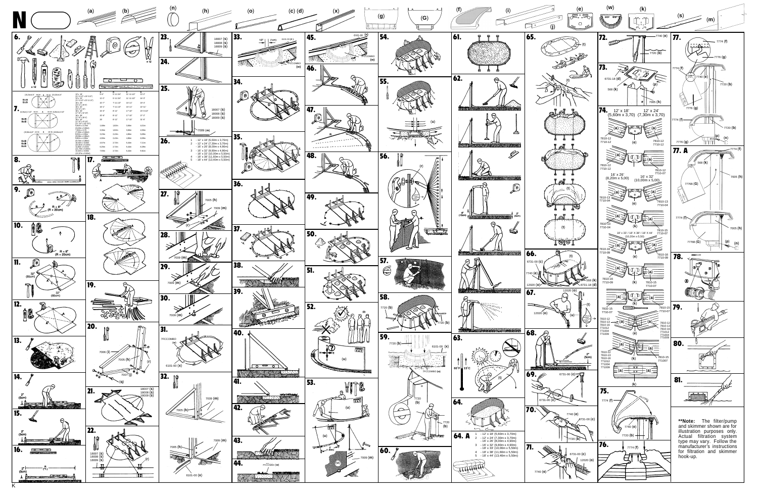# N

(a) (b) (n) (h) (o) (c) (d) (x) (g) (G) (f) (i) (j) (e) (w) (k) (s) (m)

**6.**

x 12

x 12

**7.**

**8.**

**9.**

R + 8"
(R + 20cm)

**10.**

R + 8"
(R + 20cm)

**11.**

32"
(85cm)

32"
(85cm)

**12.**

**13.**

**14.**

2"
(5cm)

**15.**

2"
(5cm)

**16.**

2"
(5cm)

**17.**

**18.**

**19.**

**20.**

7006 (i)

7005 (h)

7007 (j)

(q)

(r)

**21.**

18007 (s)
18008 (s)
18009 (s)

**22.**

18007 (s)
18008 (s)
18009 (s)

(r)

**23.**

18007 (s)
18008 (s)
18009 (s)

**24.**

**25.**

18007 (s)
18008 (s)
18009 (s)

7009 (m)

**26.**

1 - 12' x 18' (5,60m x 3,70m)
2 - 12' x 24' (7,30m x 3,70m)
- 16' x 26' (8,00m x 4,90m)
3 - 16' x 32' (9,80m x 4,90m)
- 18' x 33' (10,00m x 5,50m)
4 - 18' x 38' (11,60m x 5,50m)
5 - 18' x 44' (13,40m x 5,50m)

**27.**

7005 (h)

7009 (m)

(r)

**28.**

7009 (m)

**29.**

7009 (m)

**30.**

7009 (m)

**31.**

7FCCOMBO
(w)

6101-00 (x)

**32.**

7005 (h)

7009 (m)

7005 (h)

7009 (m)

6101-00 (x)

**33.**

1/2" (1cm)

6101-00 (x)

7FCCOMBO
(w)

**34.**

**35.**

**36.**

**37.**

**38.**

**39.**

**40.**

**41.**

**42.**

**43.**

**44.**

7FCCOMBO (w)

**45.**

6101-00 (x)

7FCCOMBO
(w)

**46.**

**47.**

**48.**

**49.**

**50.**

**51.**

**52.**

(u)

**53.**

(u)

(u)

(u)

7009 (m)

**54.**

**55.**

(u)

**56.**

(r)

**57.**

**58.**

7720 (b)

7720 (b)

**59.**

7720 (b)

6101-00 (x)

7FCCOMBO (w)

7720
(b)

7720
(b)

**60.**

**61.**

**62.**

6"
(15cm)

2"
(5cm)

**63.**

60°F 15°C

(t)

**64.**

**64. A**

1 - 12' x 18' (5,60m x 3,70m)
2 - 12' x 24' (7,30m x 3,70m)
- 16' x 26' (8,00m x 4,90m)
3 - 16' x 32' (9,80m x 4,90m)
- 18' x 33' (10,00m x 5,50m)
4 - 18' x 38' (11,60m x 5,50m)
5 - 18' x 44' (13,40m x 5,50m)

**65.**

(t)

(t)

(t)

(t)

**66.**

(t)

6731-00 (c)

7740 (e)

12020 (o)

568 (k)

6731-18 (d)

**67.**

12020 (o)

12020 (o)

(t)

(u)

**68.**

2"
(5cm)

**69.**

6731-00 (c)

6731-00 (c)

**70.**

7740 (e)

6731-00 (c)

7720 (b)

**71.**

6731-00 (c)

12020 (o)

7740 (e)

**72.**

7740 (e)

7720 (b)

**73.**

6731-18 (d)

568 (k)

(p)

7005 (h)

**74.**

12' x 18'
(5,60m x 3,70)

12' x 24'
(7,30m x 3,70)

7810-12
7710-12

7810-12
7710-12

7810-12
7710-12

7810-12
7710-12

16' x 26'
(8,20m x 5,00)

16' x 32'
(10,00m x 5,00)

7810-13
7710-04

7810-13
7710-04

7810-13
7710-04

7810-15
7710-07

18' x 33' / 18' x 38' / 18' x 44'
(10,20m x 5,50)

7810-16
7710-09

7810-16
7710-09

7810-16
7710-09

7810-15
7710-07

7810-15
7710-07

7810-15
7710-07

7810-12
7810-16
771012
771004
771009

7810-12
7810-13
7810-16
771012
771004
771009

7810-12
7810-13
7810-16
771012
771004
771009

7810-15
771007

(a) (e) (k)

**75.**

7774 (f)

7740 (e)

7720 (b)

**76.**

7774 (f)

**77.**

7774 (f)

7776 (g)

7774 (f)

7740 (e)

7720 (b)

7776 (g)

7774 (f)

7720 (b)

7776 (g)

(p)

(n)

**77. A**

7774 (f)

568 (k)

7005 (h)

7776B (G)

7774 (f)

7005 (h)

7776B (G)

(p)

(n)

**78.**

**79.**

**80.**

**81.**

****Note:** The filter/pump and skimmer shown are for illustration purposes only. Actual filtration system type may vary. Follow the manufacturer's instructions for filtration and skimmer hook-up.

K